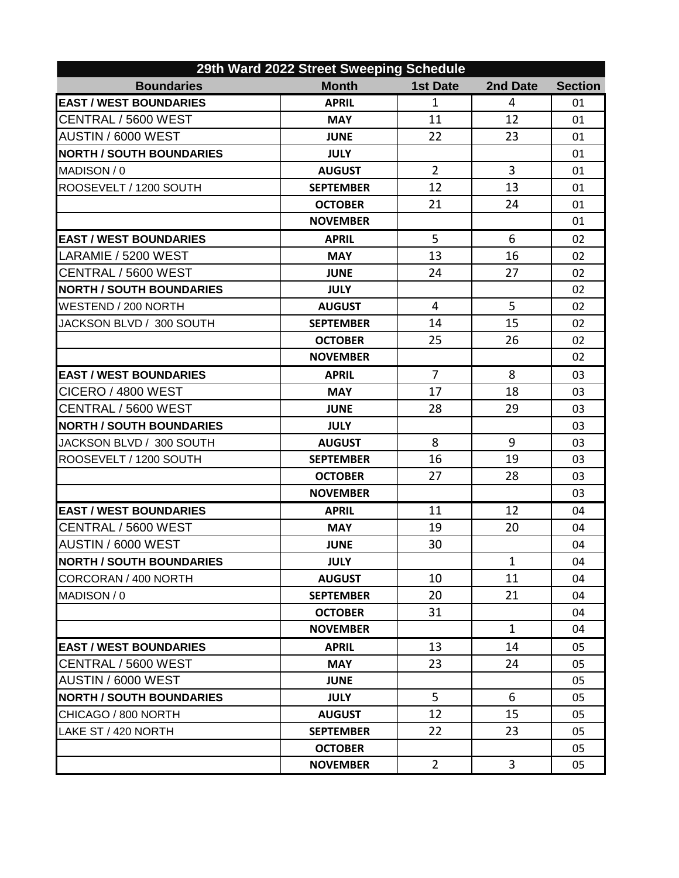| 29th Ward 2022 Street Sweeping Schedule | | | | |
|---|---|---|---|---|
| **Boundaries** | **Month** | **1st Date** | **2nd Date** | **Section** |
| **EAST / WEST BOUNDARIES** | **APRIL** | 1 | 4 | 01 |
| CENTRAL / 5600 WEST | **MAY** | 11 | 12 | 01 |
| AUSTIN / 6000 WEST | **JUNE** | 22 | 23 | 01 |
| **NORTH / SOUTH BOUNDARIES** | **JULY** | | | 01 |
| MADISON / 0 | **AUGUST** | 2 | 3 | 01 |
| ROOSEVELT / 1200 SOUTH | **SEPTEMBER** | 12 | 13 | 01 |
| | **OCTOBER** | 21 | 24 | 01 |
| | **NOVEMBER** | | | 01 |
| **EAST / WEST BOUNDARIES** | **APRIL** | 5 | 6 | 02 |
| LARAMIE / 5200 WEST | **MAY** | 13 | 16 | 02 |
| CENTRAL / 5600 WEST | **JUNE** | 24 | 27 | 02 |
| **NORTH / SOUTH BOUNDARIES** | **JULY** | | | 02 |
| WESTEND / 200 NORTH | **AUGUST** | 4 | 5 | 02 |
| JACKSON BLVD / 300 SOUTH | **SEPTEMBER** | 14 | 15 | 02 |
| | **OCTOBER** | 25 | 26 | 02 |
| | **NOVEMBER** | | | 02 |
| **EAST / WEST BOUNDARIES** | **APRIL** | 7 | 8 | 03 |
| CICERO / 4800 WEST | **MAY** | 17 | 18 | 03 |
| CENTRAL / 5600 WEST | **JUNE** | 28 | 29 | 03 |
| **NORTH / SOUTH BOUNDARIES** | **JULY** | | | 03 |
| JACKSON BLVD / 300 SOUTH | **AUGUST** | 8 | 9 | 03 |
| ROOSEVELT / 1200 SOUTH | **SEPTEMBER** | 16 | 19 | 03 |
| | **OCTOBER** | 27 | 28 | 03 |
| | **NOVEMBER** | | | 03 |
| **EAST / WEST BOUNDARIES** | **APRIL** | 11 | 12 | 04 |
| CENTRAL / 5600 WEST | **MAY** | 19 | 20 | 04 |
| AUSTIN / 6000 WEST | **JUNE** | 30 | | 04 |
| **NORTH / SOUTH BOUNDARIES** | **JULY** | | 1 | 04 |
| CORCORAN / 400 NORTH | **AUGUST** | 10 | 11 | 04 |
| MADISON / 0 | **SEPTEMBER** | 20 | 21 | 04 |
| | **OCTOBER** | 31 | | 04 |
| | **NOVEMBER** | | 1 | 04 |
| **EAST / WEST BOUNDARIES** | **APRIL** | 13 | 14 | 05 |
| CENTRAL / 5600 WEST | **MAY** | 23 | 24 | 05 |
| AUSTIN / 6000 WEST | **JUNE** | | | 05 |
| **NORTH / SOUTH BOUNDARIES** | **JULY** | 5 | 6 | 05 |
| CHICAGO / 800 NORTH | **AUGUST** | 12 | 15 | 05 |
| LAKE ST / 420 NORTH | **SEPTEMBER** | 22 | 23 | 05 |
| | **OCTOBER** | | | 05 |
| | **NOVEMBER** | 2 | 3 | 05 |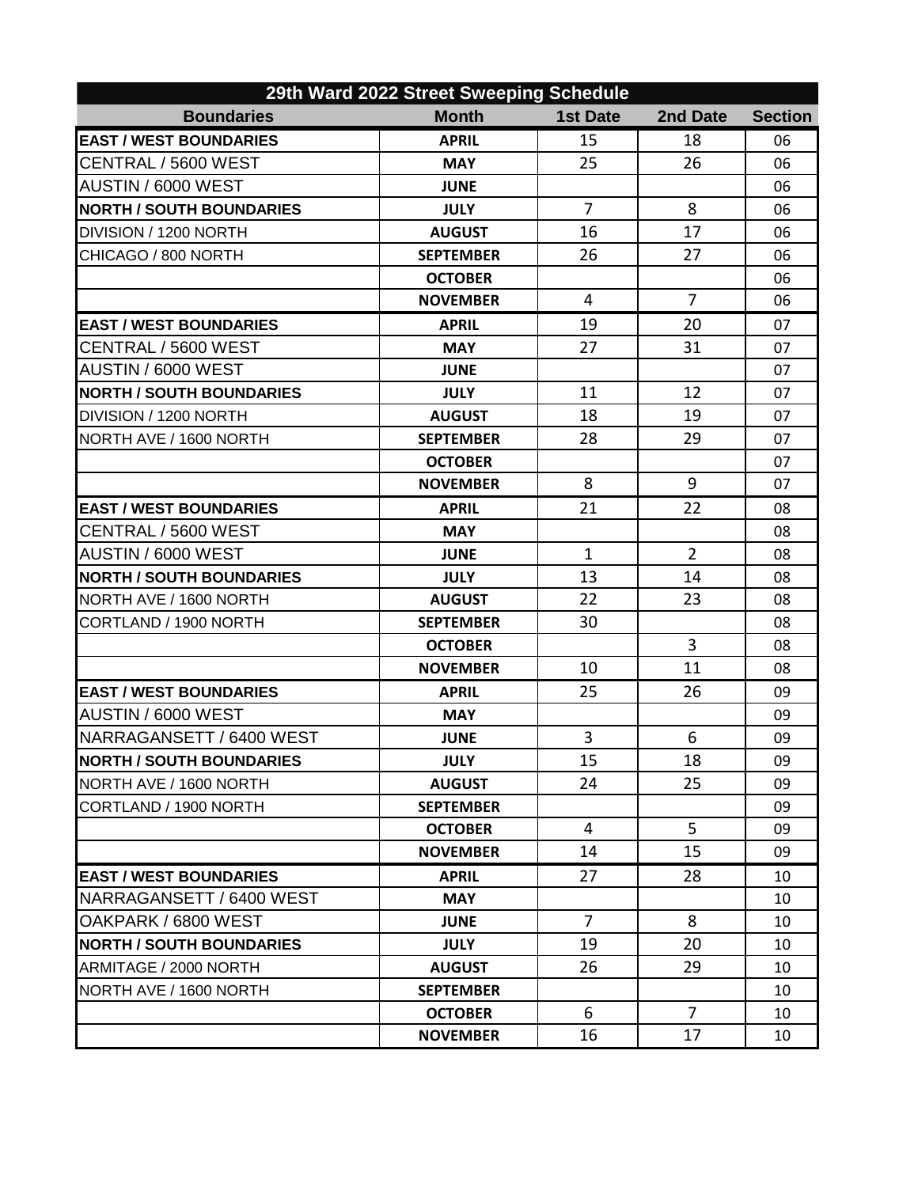| 29th Ward 2022 Street Sweeping Schedule | | | | |
|---|---|---|---|---|
| **Boundaries** | **Month** | **1st Date** | **2nd Date** | **Section** |
| **EAST / WEST BOUNDARIES** | **APRIL** | 15 | 18 | 06 |
| CENTRAL / 5600 WEST | **MAY** | 25 | 26 | 06 |
| AUSTIN / 6000 WEST | **JUNE** | | | 06 |
| **NORTH / SOUTH BOUNDARIES** | **JULY** | 7 | 8 | 06 |
| DIVISION / 1200 NORTH | **AUGUST** | 16 | 17 | 06 |
| CHICAGO / 800 NORTH | **SEPTEMBER** | 26 | 27 | 06 |
| | **OCTOBER** | | | 06 |
| | **NOVEMBER** | 4 | 7 | 06 |
| **EAST / WEST BOUNDARIES** | **APRIL** | 19 | 20 | 07 |
| CENTRAL / 5600 WEST | **MAY** | 27 | 31 | 07 |
| AUSTIN / 6000 WEST | **JUNE** | | | 07 |
| **NORTH / SOUTH BOUNDARIES** | **JULY** | 11 | 12 | 07 |
| DIVISION / 1200 NORTH | **AUGUST** | 18 | 19 | 07 |
| NORTH AVE / 1600 NORTH | **SEPTEMBER** | 28 | 29 | 07 |
| | **OCTOBER** | | | 07 |
| | **NOVEMBER** | 8 | 9 | 07 |
| **EAST / WEST BOUNDARIES** | **APRIL** | 21 | 22 | 08 |
| CENTRAL / 5600 WEST | **MAY** | | | 08 |
| AUSTIN / 6000 WEST | **JUNE** | 1 | 2 | 08 |
| **NORTH / SOUTH BOUNDARIES** | **JULY** | 13 | 14 | 08 |
| NORTH AVE / 1600 NORTH | **AUGUST** | 22 | 23 | 08 |
| CORTLAND / 1900 NORTH | **SEPTEMBER** | 30 | | 08 |
| | **OCTOBER** | | 3 | 08 |
| | **NOVEMBER** | 10 | 11 | 08 |
| **EAST / WEST BOUNDARIES** | **APRIL** | 25 | 26 | 09 |
| AUSTIN / 6000 WEST | **MAY** | | | 09 |
| NARRAGANSETT / 6400 WEST | **JUNE** | 3 | 6 | 09 |
| **NORTH / SOUTH BOUNDARIES** | **JULY** | 15 | 18 | 09 |
| NORTH AVE / 1600 NORTH | **AUGUST** | 24 | 25 | 09 |
| CORTLAND / 1900 NORTH | **SEPTEMBER** | | | 09 |
| | **OCTOBER** | 4 | 5 | 09 |
| | **NOVEMBER** | 14 | 15 | 09 |
| **EAST / WEST BOUNDARIES** | **APRIL** | 27 | 28 | 10 |
| NARRAGANSETT / 6400 WEST | **MAY** | | | 10 |
| OAKPARK / 6800 WEST | **JUNE** | 7 | 8 | 10 |
| **NORTH / SOUTH BOUNDARIES** | **JULY** | 19 | 20 | 10 |
| ARMITAGE / 2000 NORTH | **AUGUST** | 26 | 29 | 10 |
| NORTH AVE / 1600 NORTH | **SEPTEMBER** | | | 10 |
| | **OCTOBER** | 6 | 7 | 10 |
| | **NOVEMBER** | 16 | 17 | 10 |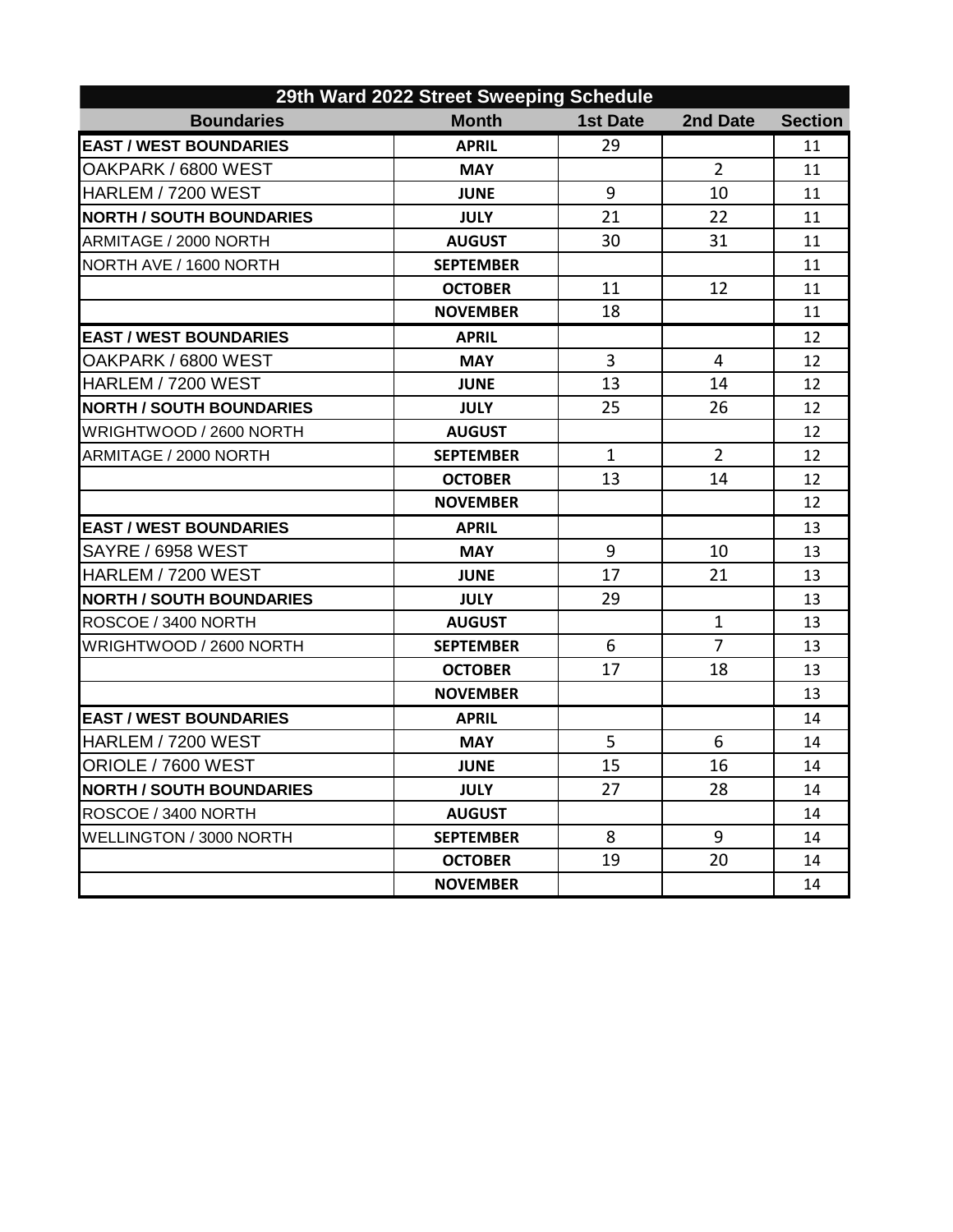| 29th Ward 2022 Street Sweeping Schedule | | | | |
|---|---|---|---|---|
| **Boundaries** | **Month** | **1st Date** | **2nd Date** | **Section** |
| **EAST / WEST BOUNDARIES** | **APRIL** | 29 | | 11 |
| OAKPARK / 6800 WEST | **MAY** | | 2 | 11 |
| HARLEM / 7200 WEST | **JUNE** | 9 | 10 | 11 |
| **NORTH / SOUTH BOUNDARIES** | **JULY** | 21 | 22 | 11 |
| ARMITAGE / 2000 NORTH | **AUGUST** | 30 | 31 | 11 |
| NORTH AVE / 1600 NORTH | **SEPTEMBER** | | | 11 |
| | **OCTOBER** | 11 | 12 | 11 |
| | **NOVEMBER** | 18 | | 11 |
| **EAST / WEST BOUNDARIES** | **APRIL** | | | 12 |
| OAKPARK / 6800 WEST | **MAY** | 3 | 4 | 12 |
| HARLEM / 7200 WEST | **JUNE** | 13 | 14 | 12 |
| **NORTH / SOUTH BOUNDARIES** | **JULY** | 25 | 26 | 12 |
| WRIGHTWOOD / 2600 NORTH | **AUGUST** | | | 12 |
| ARMITAGE / 2000 NORTH | **SEPTEMBER** | 1 | 2 | 12 |
| | **OCTOBER** | 13 | 14 | 12 |
| | **NOVEMBER** | | | 12 |
| **EAST / WEST BOUNDARIES** | **APRIL** | | | 13 |
| SAYRE / 6958 WEST | **MAY** | 9 | 10 | 13 |
| HARLEM / 7200 WEST | **JUNE** | 17 | 21 | 13 |
| **NORTH / SOUTH BOUNDARIES** | **JULY** | 29 | | 13 |
| ROSCOE / 3400 NORTH | **AUGUST** | | 1 | 13 |
| WRIGHTWOOD / 2600 NORTH | **SEPTEMBER** | 6 | 7 | 13 |
| | **OCTOBER** | 17 | 18 | 13 |
| | **NOVEMBER** | | | 13 |
| **EAST / WEST BOUNDARIES** | **APRIL** | | | 14 |
| HARLEM / 7200 WEST | **MAY** | 5 | 6 | 14 |
| ORIOLE / 7600 WEST | **JUNE** | 15 | 16 | 14 |
| **NORTH / SOUTH BOUNDARIES** | **JULY** | 27 | 28 | 14 |
| ROSCOE / 3400 NORTH | **AUGUST** | | | 14 |
| WELLINGTON / 3000 NORTH | **SEPTEMBER** | 8 | 9 | 14 |
| | **OCTOBER** | 19 | 20 | 14 |
| | **NOVEMBER** | | | 14 |